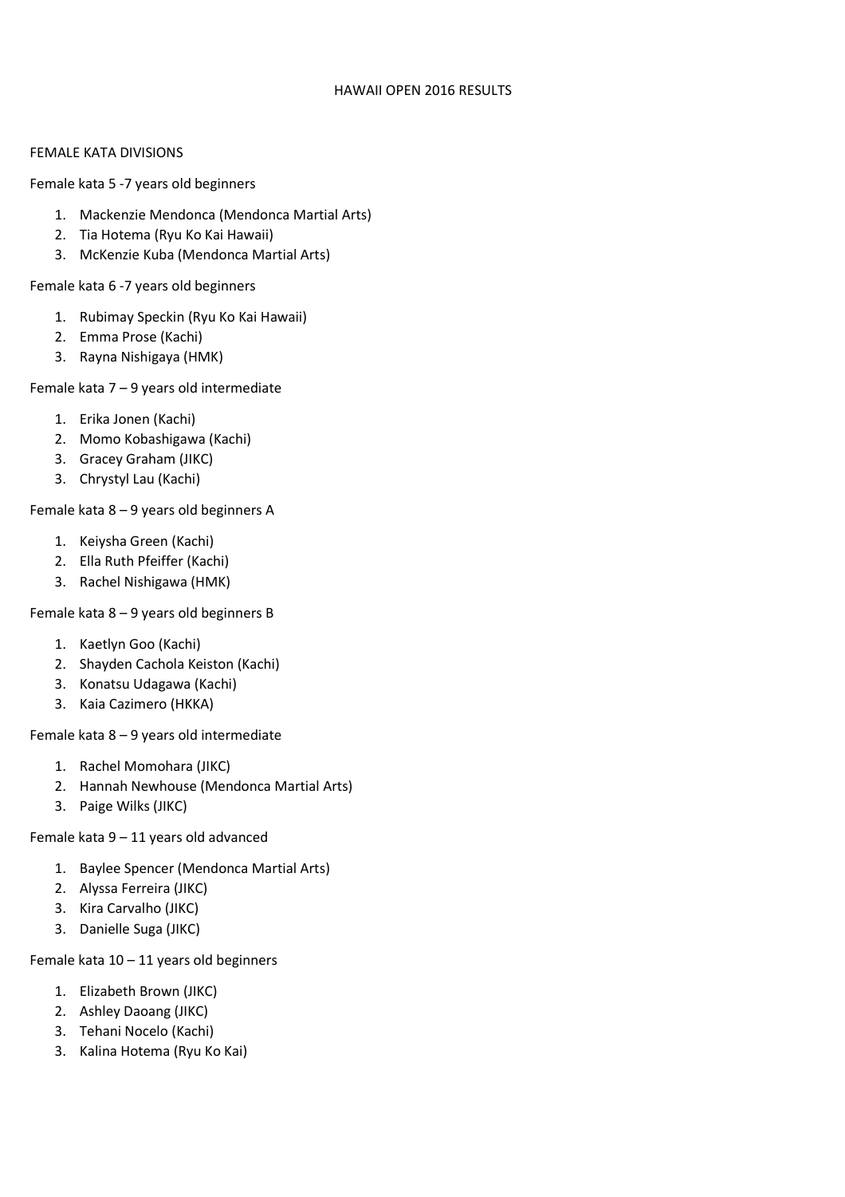# HAWAII OPEN 2016 RESULTS

## FEMALE KATA DIVISIONS

### Female kata 5 -7 years old beginners

1. Mackenzie Mendonca (Mendonca Martial Arts)
2. Tia Hotema (Ryu Ko Kai Hawaii)
3. McKenzie Kuba (Mendonca Martial Arts)

### Female kata 6 -7 years old beginners

1. Rubimay Speckin (Ryu Ko Kai Hawaii)
2. Emma Prose (Kachi)
3. Rayna Nishigaya (HMK)

### Female kata 7 – 9 years old intermediate

1. Erika Jonen (Kachi)
2. Momo Kobashigawa (Kachi)
3. Gracey Graham (JIKC)
3. Chrystyl Lau (Kachi)

### Female kata 8 – 9 years old beginners A

1. Keiysha Green (Kachi)
2. Ella Ruth Pfeiffer (Kachi)
3. Rachel Nishigawa (HMK)

### Female kata 8 – 9 years old beginners B

1. Kaetlyn Goo (Kachi)
2. Shayden Cachola Keiston (Kachi)
3. Konatsu Udagawa (Kachi)
3. Kaia Cazimero (HKKA)

### Female kata 8 – 9 years old intermediate

1. Rachel Momohara (JIKC)
2. Hannah Newhouse (Mendonca Martial Arts)
3. Paige Wilks (JIKC)

### Female kata 9 – 11 years old advanced

1. Baylee Spencer (Mendonca Martial Arts)
2. Alyssa Ferreira (JIKC)
3. Kira Carvalho (JIKC)
3. Danielle Suga (JIKC)

### Female kata 10 – 11 years old beginners

1. Elizabeth Brown (JIKC)
2. Ashley Daoang (JIKC)
3. Tehani Nocelo (Kachi)
3. Kalina Hotema (Ryu Ko Kai)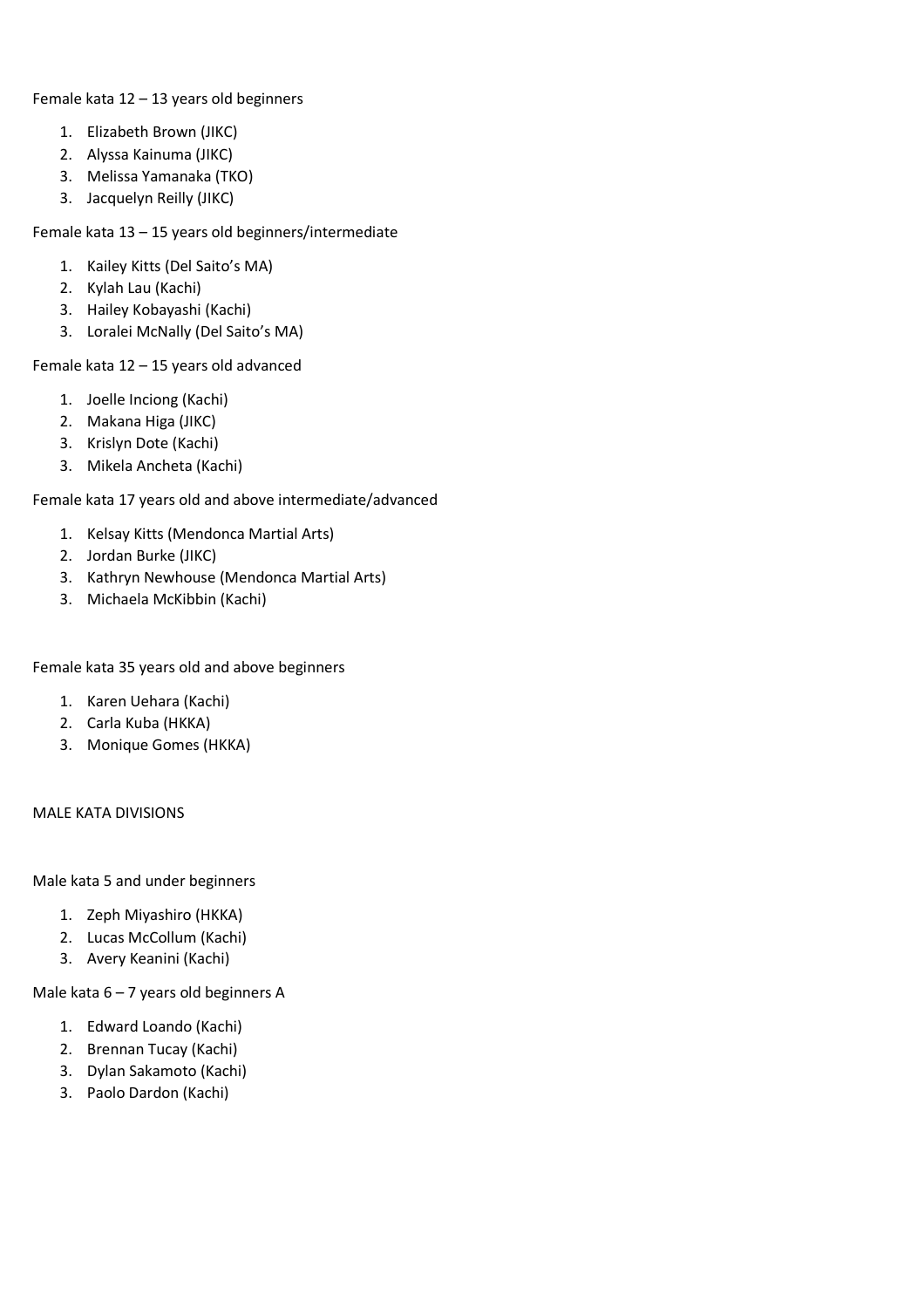Female kata 12 – 13 years old beginners

1. Elizabeth Brown (JIKC)
2. Alyssa Kainuma (JIKC)
3. Melissa Yamanaka (TKO)
3. Jacquelyn Reilly (JIKC)

Female kata 13 – 15 years old beginners/intermediate

1. Kailey Kitts (Del Saito's MA)
2. Kylah Lau (Kachi)
3. Hailey Kobayashi (Kachi)
3. Loralei McNally (Del Saito's MA)

Female kata 12 – 15 years old advanced

1. Joelle Inciong (Kachi)
2. Makana Higa (JIKC)
3. Krislyn Dote (Kachi)
3. Mikela Ancheta (Kachi)

Female kata 17 years old and above intermediate/advanced

1. Kelsay Kitts (Mendonca Martial Arts)
2. Jordan Burke (JIKC)
3. Kathryn Newhouse (Mendonca Martial Arts)
3. Michaela McKibbin (Kachi)

Female kata 35 years old and above beginners

1. Karen Uehara (Kachi)
2. Carla Kuba (HKKA)
3. Monique Gomes (HKKA)

MALE KATA DIVISIONS

Male kata 5 and under beginners

1. Zeph Miyashiro (HKKA)
2. Lucas McCollum (Kachi)
3. Avery Keanini (Kachi)

Male kata 6 – 7 years old beginners A

1. Edward Loando (Kachi)
2. Brennan Tucay (Kachi)
3. Dylan Sakamoto (Kachi)
3. Paolo Dardon (Kachi)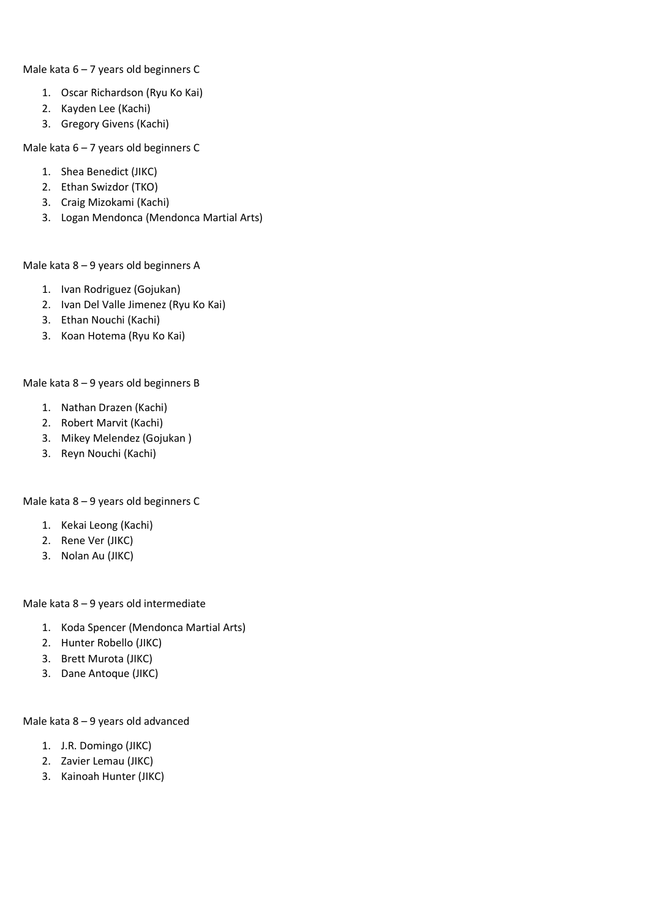Male kata 6 – 7 years old beginners C

1. Oscar Richardson (Ryu Ko Kai)
2. Kayden Lee (Kachi)
3. Gregory Givens (Kachi)

Male kata 6 – 7 years old beginners C

1. Shea Benedict (JIKC)
2. Ethan Swizdor (TKO)
3. Craig Mizokami (Kachi)
3. Logan Mendonca (Mendonca Martial Arts)

Male kata 8 – 9 years old beginners A

1. Ivan Rodriguez (Gojukan)
2. Ivan Del Valle Jimenez (Ryu Ko Kai)
3. Ethan Nouchi (Kachi)
3. Koan Hotema (Ryu Ko Kai)

Male kata 8 – 9 years old beginners B

1. Nathan Drazen (Kachi)
2. Robert Marvit (Kachi)
3. Mikey Melendez (Gojukan )
3. Reyn Nouchi (Kachi)

Male kata 8 – 9 years old beginners C

1. Kekai Leong (Kachi)
2. Rene Ver (JIKC)
3. Nolan Au (JIKC)

Male kata 8 – 9 years old intermediate

1. Koda Spencer (Mendonca Martial Arts)
2. Hunter Robello (JIKC)
3. Brett Murota (JIKC)
3. Dane Antoque (JIKC)

Male kata 8 – 9 years old advanced

1. J.R. Domingo (JIKC)
2. Zavier Lemau (JIKC)
3. Kainoah Hunter (JIKC)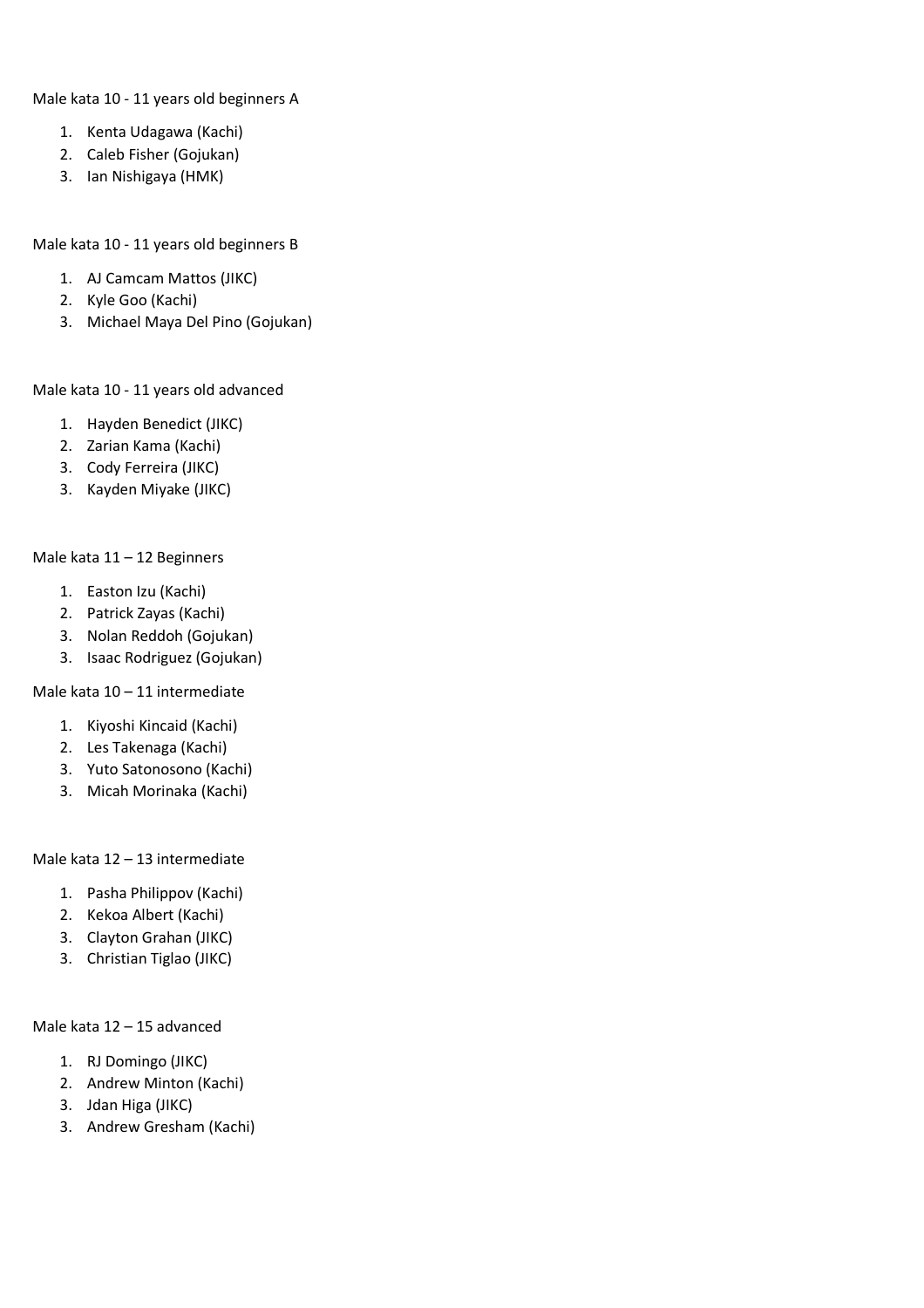Male kata 10 - 11 years old beginners A

1. Kenta Udagawa (Kachi)
2. Caleb Fisher (Gojukan)
3. Ian Nishigaya (HMK)

Male kata 10 - 11 years old beginners B

1. AJ Camcam Mattos (JIKC)
2. Kyle Goo (Kachi)
3. Michael Maya Del Pino (Gojukan)

Male kata 10 - 11 years old advanced

1. Hayden Benedict (JIKC)
2. Zarian Kama (Kachi)
3. Cody Ferreira (JIKC)
3. Kayden Miyake (JIKC)

Male kata 11 – 12 Beginners

1. Easton Izu (Kachi)
2. Patrick Zayas (Kachi)
3. Nolan Reddoh (Gojukan)
3. Isaac Rodriguez (Gojukan)

Male kata 10 – 11 intermediate

1. Kiyoshi Kincaid (Kachi)
2. Les Takenaga (Kachi)
3. Yuto Satonosono (Kachi)
3. Micah Morinaka (Kachi)

Male kata 12 – 13 intermediate

1. Pasha Philippov (Kachi)
2. Kekoa Albert (Kachi)
3. Clayton Grahan (JIKC)
3. Christian Tiglao (JIKC)

Male kata 12 – 15 advanced

1. RJ Domingo (JIKC)
2. Andrew Minton (Kachi)
3. Jdan Higa (JIKC)
3. Andrew Gresham (Kachi)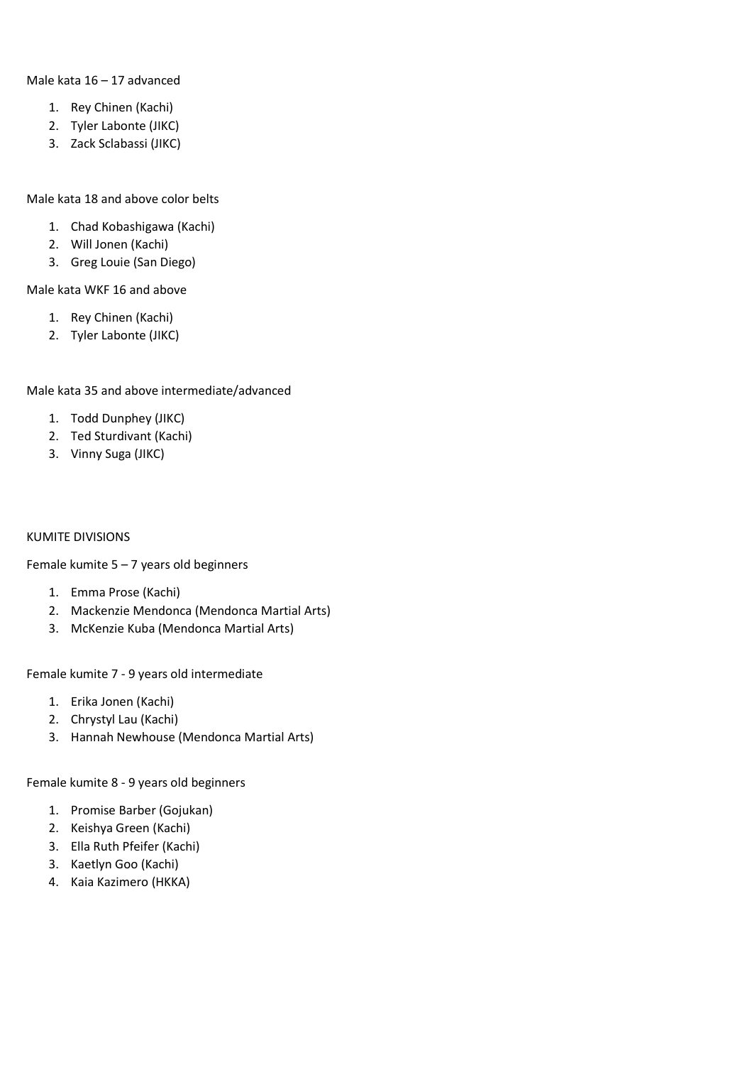Male kata 16 – 17 advanced

1. Rey Chinen (Kachi)
2. Tyler Labonte (JIKC)
3. Zack Sclabassi (JIKC)

Male kata 18 and above color belts

1. Chad Kobashigawa (Kachi)
2. Will Jonen (Kachi)
3. Greg Louie (San Diego)

Male kata WKF 16 and above

1. Rey Chinen (Kachi)
2. Tyler Labonte (JIKC)

Male kata 35 and above intermediate/advanced

1. Todd Dunphey (JIKC)
2. Ted Sturdivant (Kachi)
3. Vinny Suga (JIKC)

KUMITE DIVISIONS

Female kumite 5 – 7 years old beginners

1. Emma Prose (Kachi)
2. Mackenzie Mendonca (Mendonca Martial Arts)
3. McKenzie Kuba (Mendonca Martial Arts)

Female kumite 7 - 9 years old intermediate

1. Erika Jonen (Kachi)
2. Chrystyl Lau (Kachi)
3. Hannah Newhouse (Mendonca Martial Arts)

Female kumite 8 - 9 years old beginners

1. Promise Barber (Gojukan)
2. Keishya Green (Kachi)
3. Ella Ruth Pfeifer (Kachi)
3. Kaetlyn Goo (Kachi)
4. Kaia Kazimero (HKKA)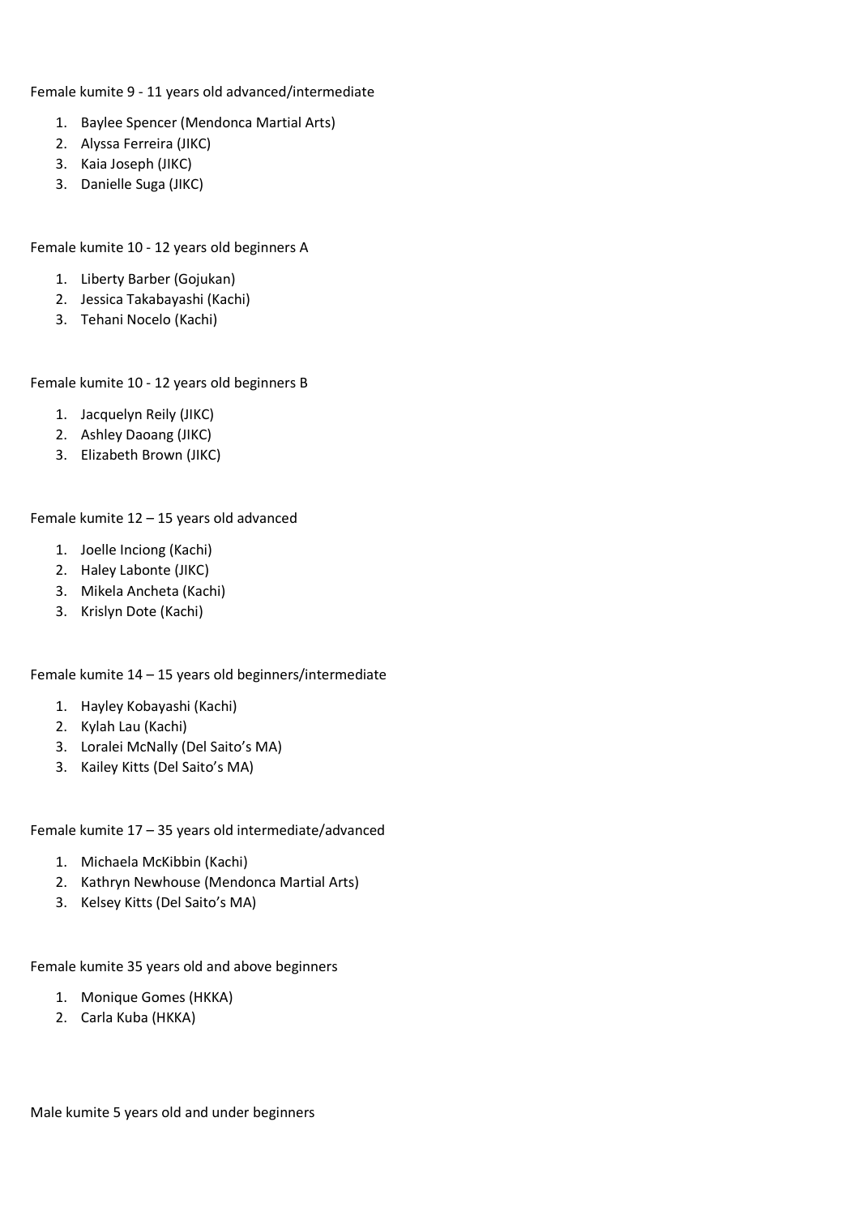Female kumite 9 - 11 years old advanced/intermediate

1. Baylee Spencer (Mendonca Martial Arts)
2. Alyssa Ferreira (JIKC)
3. Kaia Joseph (JIKC)
3. Danielle Suga (JIKC)

Female kumite 10 - 12 years old beginners A

1. Liberty Barber (Gojukan)
2. Jessica Takabayashi (Kachi)
3. Tehani Nocelo (Kachi)

Female kumite 10 - 12 years old beginners B

1. Jacquelyn Reily (JIKC)
2. Ashley Daoang (JIKC)
3. Elizabeth Brown (JIKC)

Female kumite 12 – 15 years old advanced

1. Joelle Inciong (Kachi)
2. Haley Labonte (JIKC)
3. Mikela Ancheta (Kachi)
3. Krislyn Dote (Kachi)

Female kumite 14 – 15 years old beginners/intermediate

1. Hayley Kobayashi (Kachi)
2. Kylah Lau (Kachi)
3. Loralei McNally (Del Saito's MA)
3. Kailey Kitts (Del Saito's MA)

Female kumite 17 – 35 years old intermediate/advanced

1. Michaela McKibbin (Kachi)
2. Kathryn Newhouse (Mendonca Martial Arts)
3. Kelsey Kitts (Del Saito's MA)

Female kumite 35 years old and above beginners

1. Monique Gomes (HKKA)
2. Carla Kuba (HKKA)

Male kumite 5 years old and under beginners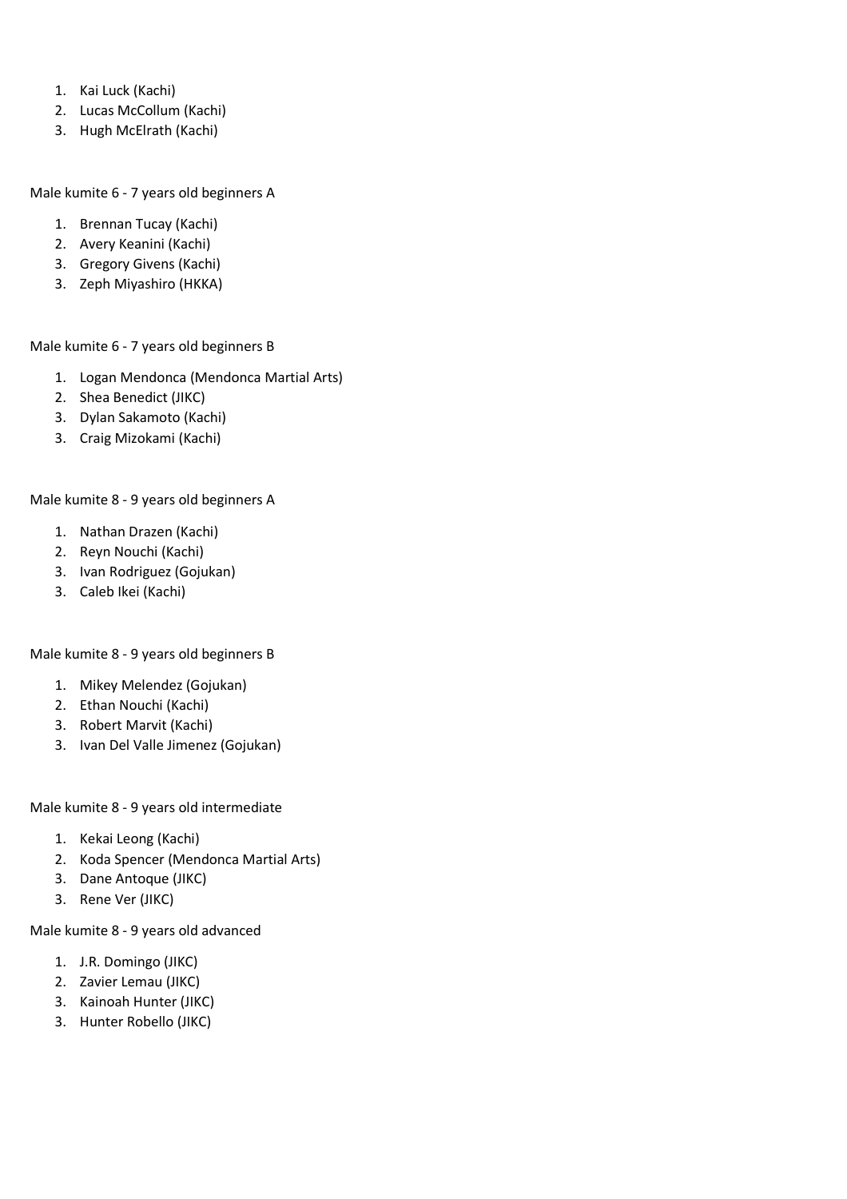1. Kai Luck (Kachi)
2. Lucas McCollum (Kachi)
3. Hugh McElrath (Kachi)

Male kumite 6 - 7 years old beginners A

1. Brennan Tucay (Kachi)
2. Avery Keanini (Kachi)
3. Gregory Givens (Kachi)
3. Zeph Miyashiro (HKKA)

Male kumite 6 - 7 years old beginners B

1. Logan Mendonca (Mendonca Martial Arts)
2. Shea Benedict (JIKC)
3. Dylan Sakamoto (Kachi)
3. Craig Mizokami (Kachi)

Male kumite 8 - 9 years old beginners A

1. Nathan Drazen (Kachi)
2. Reyn Nouchi (Kachi)
3. Ivan Rodriguez (Gojukan)
3. Caleb Ikei (Kachi)

Male kumite 8 - 9 years old beginners B

1. Mikey Melendez (Gojukan)
2. Ethan Nouchi (Kachi)
3. Robert Marvit (Kachi)
3. Ivan Del Valle Jimenez (Gojukan)

Male kumite 8 - 9 years old intermediate

1. Kekai Leong (Kachi)
2. Koda Spencer (Mendonca Martial Arts)
3. Dane Antoque (JIKC)
3. Rene Ver (JIKC)

Male kumite 8 - 9 years old advanced

1. J.R. Domingo (JIKC)
2. Zavier Lemau (JIKC)
3. Kainoah Hunter (JIKC)
3. Hunter Robello (JIKC)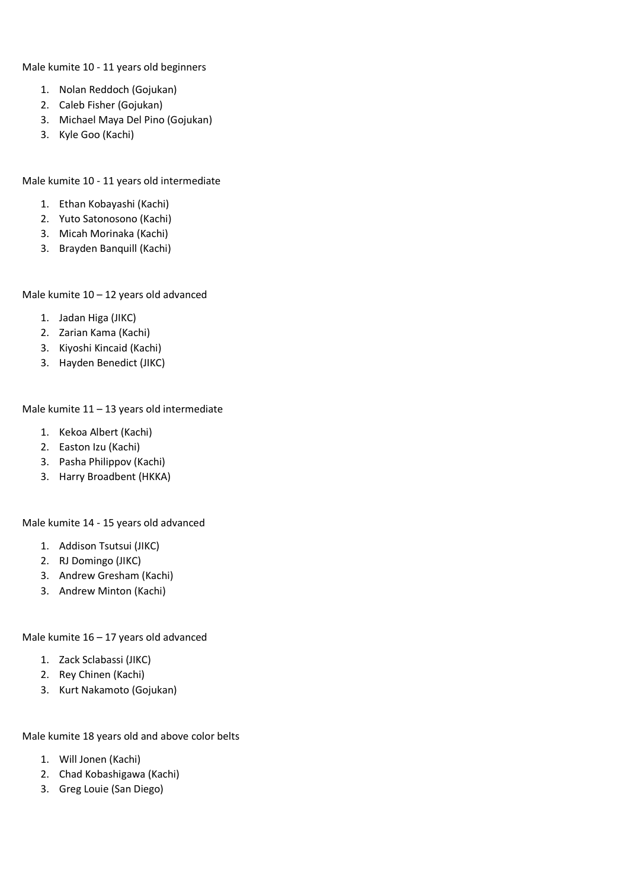Male kumite 10 - 11 years old beginners

1. Nolan Reddoch (Gojukan)
2. Caleb Fisher (Gojukan)
3. Michael Maya Del Pino (Gojukan)
3. Kyle Goo (Kachi)

Male kumite 10 - 11 years old intermediate

1. Ethan Kobayashi (Kachi)
2. Yuto Satonosono (Kachi)
3. Micah Morinaka (Kachi)
3. Brayden Banquill (Kachi)

Male kumite 10 – 12 years old advanced

1. Jadan Higa (JIKC)
2. Zarian Kama (Kachi)
3. Kiyoshi Kincaid (Kachi)
3. Hayden Benedict (JIKC)

Male kumite 11 – 13 years old intermediate

1. Kekoa Albert (Kachi)
2. Easton Izu (Kachi)
3. Pasha Philippov (Kachi)
3. Harry Broadbent (HKKA)

Male kumite 14 - 15 years old advanced

1. Addison Tsutsui (JIKC)
2. RJ Domingo (JIKC)
3. Andrew Gresham (Kachi)
3. Andrew Minton (Kachi)

Male kumite 16 – 17 years old advanced

1. Zack Sclabassi (JIKC)
2. Rey Chinen (Kachi)
3. Kurt Nakamoto (Gojukan)

Male kumite 18 years old and above color belts

1. Will Jonen (Kachi)
2. Chad Kobashigawa (Kachi)
3. Greg Louie (San Diego)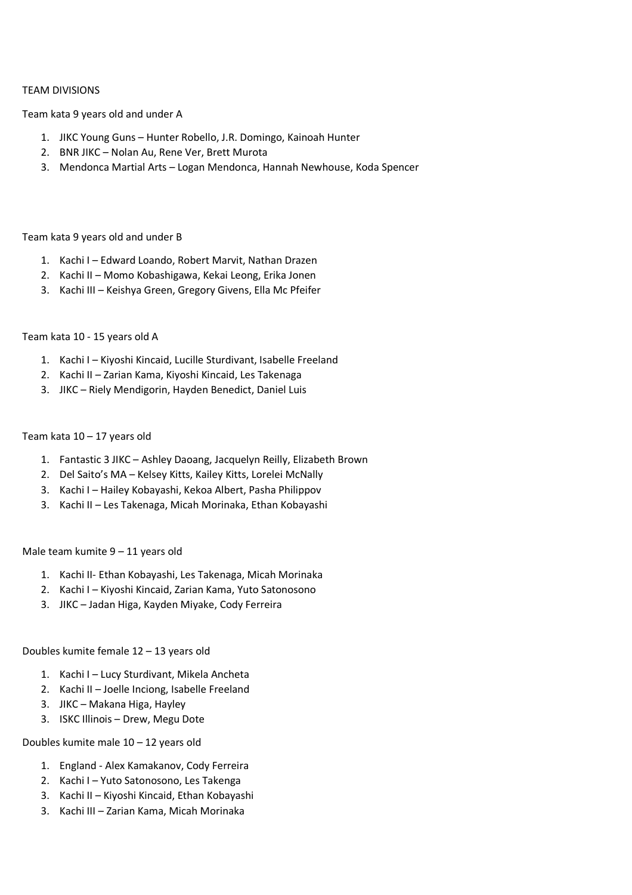TEAM DIVISIONS

Team kata 9 years old and under A

1. JIKC Young Guns – Hunter Robello, J.R. Domingo, Kainoah Hunter
2. BNR JIKC – Nolan Au, Rene Ver, Brett Murota
3. Mendonca Martial Arts – Logan Mendonca, Hannah Newhouse, Koda Spencer

Team kata 9 years old and under B

1. Kachi I – Edward Loando, Robert Marvit, Nathan Drazen
2. Kachi II – Momo Kobashigawa, Kekai Leong, Erika Jonen
3. Kachi III – Keishya Green, Gregory Givens, Ella Mc Pfeifer

Team kata 10 - 15 years old A

1. Kachi I – Kiyoshi Kincaid, Lucille Sturdivant, Isabelle Freeland
2. Kachi II – Zarian Kama, Kiyoshi Kincaid, Les Takenaga
3. JIKC – Riely Mendigorin, Hayden Benedict, Daniel Luis

Team kata 10 – 17 years old

1. Fantastic 3 JIKC – Ashley Daoang, Jacquelyn Reilly, Elizabeth Brown
2. Del Saito's MA – Kelsey Kitts, Kailey Kitts, Lorelei McNally
3. Kachi I – Hailey Kobayashi, Kekoa Albert, Pasha Philippov
3. Kachi II – Les Takenaga, Micah Morinaka, Ethan Kobayashi

Male team kumite 9 – 11 years old

1. Kachi II- Ethan Kobayashi, Les Takenaga, Micah Morinaka
2. Kachi I – Kiyoshi Kincaid, Zarian Kama, Yuto Satonosono
3. JIKC – Jadan Higa, Kayden Miyake, Cody Ferreira

Doubles kumite female 12 – 13 years old

1. Kachi I – Lucy Sturdivant, Mikela Ancheta
2. Kachi II – Joelle Inciong, Isabelle Freeland
3. JIKC – Makana Higa, Hayley
3. ISKC Illinois – Drew, Megu Dote

Doubles kumite male 10 – 12 years old

1. England - Alex Kamakanov, Cody Ferreira
2. Kachi I – Yuto Satonosono, Les Takenga
3. Kachi II – Kiyoshi Kincaid, Ethan Kobayashi
3. Kachi III – Zarian Kama, Micah Morinaka